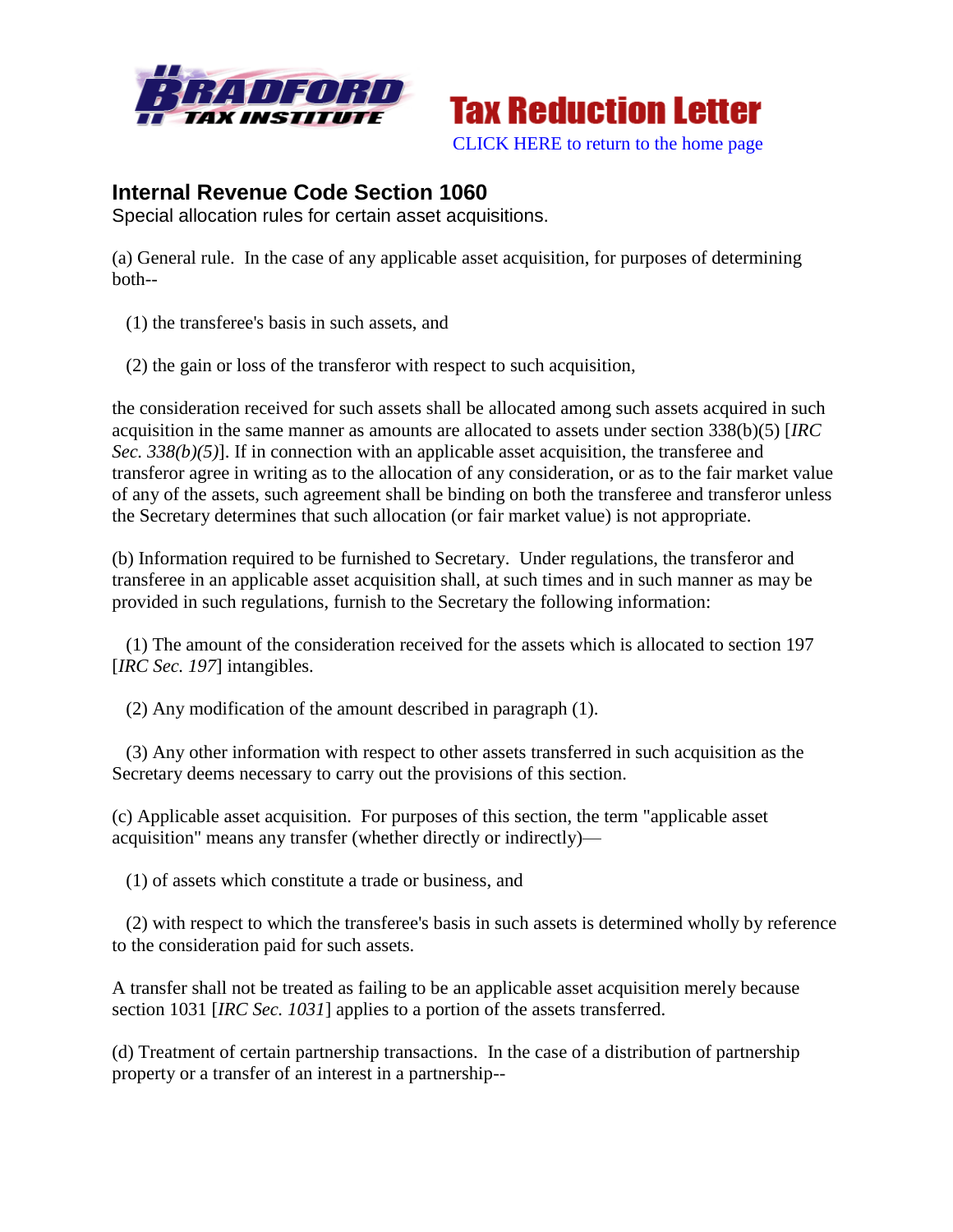Tax Reduction Letter

CLICK HERE to return to the home page

## Internal Revenue Code Section 1060

Special allocation rules for certain asset acquisitions.

(a) General rule. In the case of any applicable asset acquisition, for purposes of determining both--

(1) the transferee's basis in such assets, and

(2) the gain or loss of the transferor with respect to such acquisition,

the consideration received for such assets shall be allocated among such assets acquired in such acquisition in the same manner as amounts are allocated to assets under section 338(b)(5) [*IRC Sec. 338(b)(5)*]. If in connection with an applicable asset acquisition, the transferee and transferor agree in writing as to the allocation of any consideration, or as to the fair market value of any of the assets, such agreement shall be binding on both the transferee and transferor unless the Secretary determines that such allocation (or fair market value) is not appropriate.

(b) Information required to be furnished to Secretary. Under regulations, the transferor and transferee in an applicable asset acquisition shall, at such times and in such manner as may be provided in such regulations, furnish to the Secretary the following information:

(1) The amount of the consideration received for the assets which is allocated to section 197 [*IRC Sec. 197*] intangibles.

(2) Any modification of the amount described in paragraph (1).

(3) Any other information with respect to other assets transferred in such acquisition as the Secretary deems necessary to carry out the provisions of this section.

(c) Applicable asset acquisition. For purposes of this section, the term "applicable asset acquisition" means any transfer (whether directly or indirectly)—

(1) of assets which constitute a trade or business, and

(2) with respect to which the transferee's basis in such assets is determined wholly by reference to the consideration paid for such assets.

A transfer shall not be treated as failing to be an applicable asset acquisition merely because section 1031 [*IRC Sec. 1031*] applies to a portion of the assets transferred.

(d) Treatment of certain partnership transactions. In the case of a distribution of partnership property or a transfer of an interest in a partnership--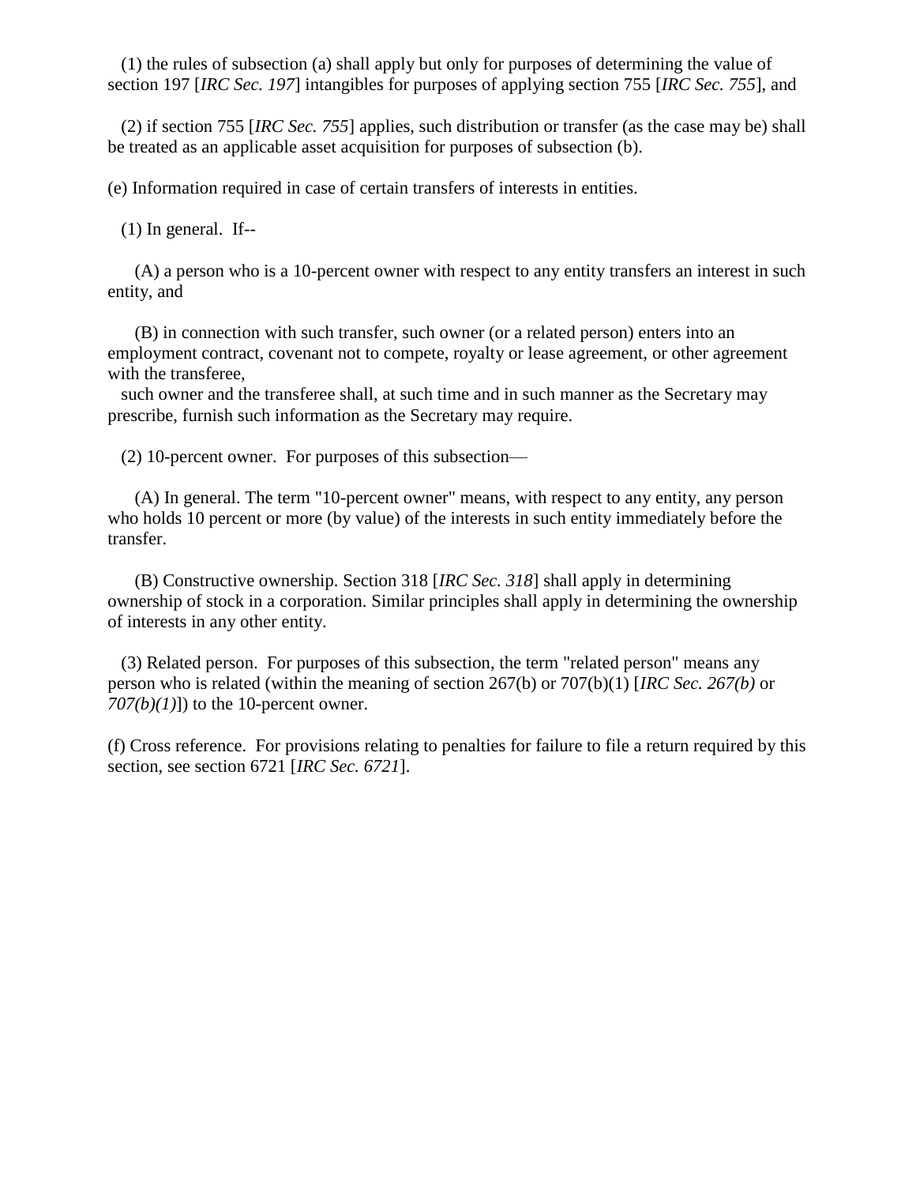(1) the rules of subsection (a) shall apply but only for purposes of determining the value of section 197 [*IRC Sec. 197*] intangibles for purposes of applying section 755 [*IRC Sec. 755*], and

(2) if section 755 [*IRC Sec. 755*] applies, such distribution or transfer (as the case may be) shall be treated as an applicable asset acquisition for purposes of subsection (b).

(e) Information required in case of certain transfers of interests in entities.

(1) In general. If--

(A) a person who is a 10-percent owner with respect to any entity transfers an interest in such entity, and

(B) in connection with such transfer, such owner (or a related person) enters into an employment contract, covenant not to compete, royalty or lease agreement, or other agreement with the transferee,

such owner and the transferee shall, at such time and in such manner as the Secretary may prescribe, furnish such information as the Secretary may require.

(2) 10-percent owner. For purposes of this subsection—

(A) In general. The term "10-percent owner" means, with respect to any entity, any person who holds 10 percent or more (by value) of the interests in such entity immediately before the transfer.

(B) Constructive ownership. Section 318 [*IRC Sec. 318*] shall apply in determining ownership of stock in a corporation. Similar principles shall apply in determining the ownership of interests in any other entity.

(3) Related person. For purposes of this subsection, the term "related person" means any person who is related (within the meaning of section 267(b) or 707(b)(1) [*IRC Sec. 267(b)* or *707(b)(1)*]) to the 10-percent owner.

(f) Cross reference. For provisions relating to penalties for failure to file a return required by this section, see section 6721 [*IRC Sec. 6721*].